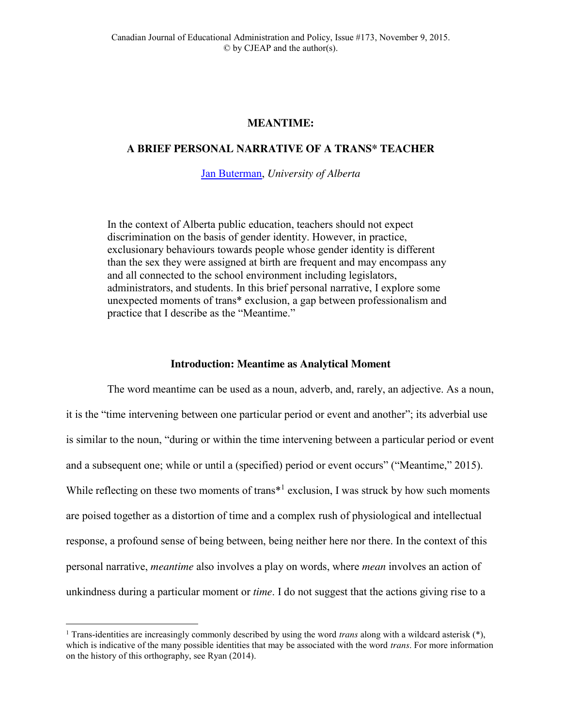# MEANTIME:

# A BRIEF PERSONAL NARRATIVE OF A TRANS* TEACHER

Jan Buterman, *University of Alberta*

In the context of Alberta public education, teachers should not expect discrimination on the basis of gender identity. However, in practice, exclusionary behaviours towards people whose gender identity is different than the sex they were assigned at birth are frequent and may encompass any and all connected to the school environment including legislators, administrators, and students. In this brief personal narrative, I explore some unexpected moments of trans* exclusion, a gap between professionalism and practice that I describe as the "Meantime."

## Introduction: Meantime as Analytical Moment

The word meantime can be used as a noun, adverb, and, rarely, an adjective. As a noun, it is the "time intervening between one particular period or event and another"; its adverbial use is similar to the noun, "during or within the time intervening between a particular period or event and a subsequent one; while or until a (specified) period or event occurs" ("Meantime," 2015). While reflecting on these two moments of trans*[1] exclusion, I was struck by how such moments are poised together as a distortion of time and a complex rush of physiological and intellectual response, a profound sense of being between, being neither here nor there. In the context of this personal narrative, *meantime* also involves a play on words, where *mean* involves an action of unkindness during a particular moment or *time*. I do not suggest that the actions giving rise to a

[1] Trans-identities are increasingly commonly described by using the word *trans* along with a wildcard asterisk (*), which is indicative of the many possible identities that may be associated with the word *trans*. For more information on the history of this orthography, see Ryan (2014).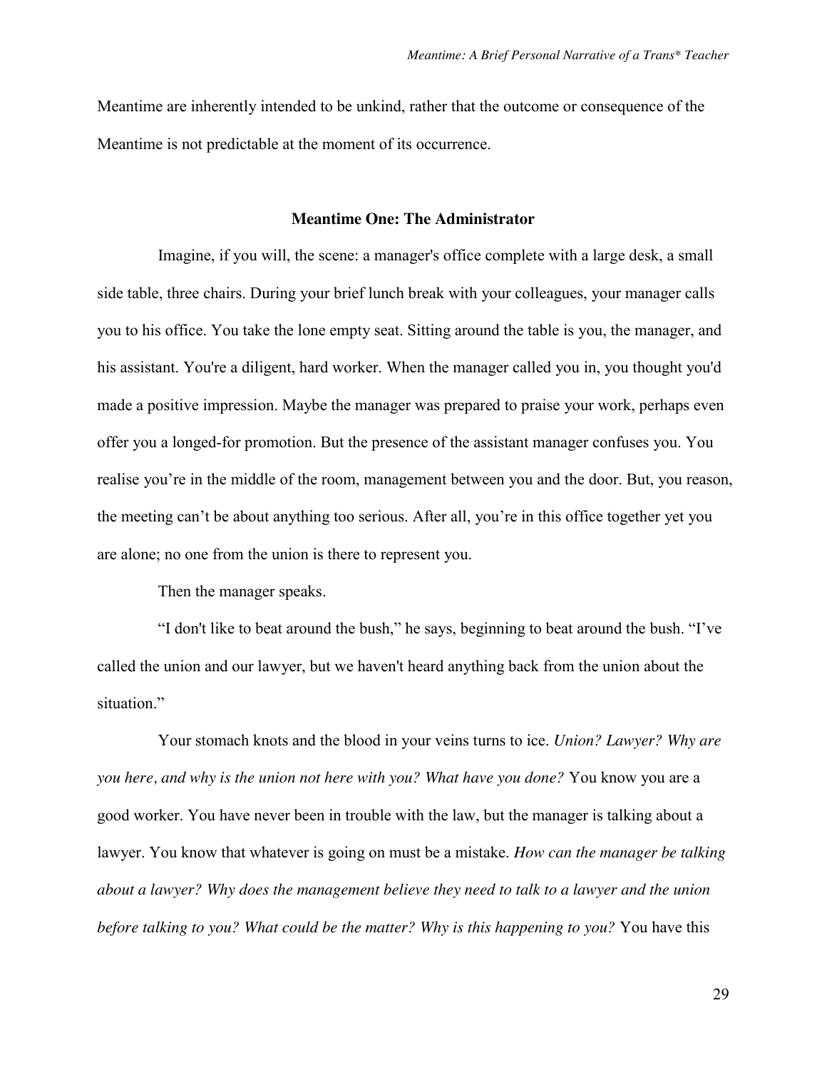Meantime are inherently intended to be unkind, rather that the outcome or consequence of the Meantime is not predictable at the moment of its occurrence.

### Meantime One: The Administrator

Imagine, if you will, the scene: a manager's office complete with a large desk, a small side table, three chairs. During your brief lunch break with your colleagues, your manager calls you to his office. You take the lone empty seat. Sitting around the table is you, the manager, and his assistant. You're a diligent, hard worker. When the manager called you in, you thought you'd made a positive impression. Maybe the manager was prepared to praise your work, perhaps even offer you a longed-for promotion. But the presence of the assistant manager confuses you. You realise you're in the middle of the room, management between you and the door. But, you reason, the meeting can't be about anything too serious. After all, you're in this office together yet you are alone; no one from the union is there to represent you.

Then the manager speaks.

"I don't like to beat around the bush," he says, beginning to beat around the bush. "I've called the union and our lawyer, but we haven't heard anything back from the union about the situation."

Your stomach knots and the blood in your veins turns to ice. *Union? Lawyer? Why are you here, and why is the union not here with you? What have you done?* You know you are a good worker. You have never been in trouble with the law, but the manager is talking about a lawyer. You know that whatever is going on must be a mistake. *How can the manager be talking about a lawyer? Why does the management believe they need to talk to a lawyer and the union before talking to you? What could be the matter? Why is this happening to you?* You have this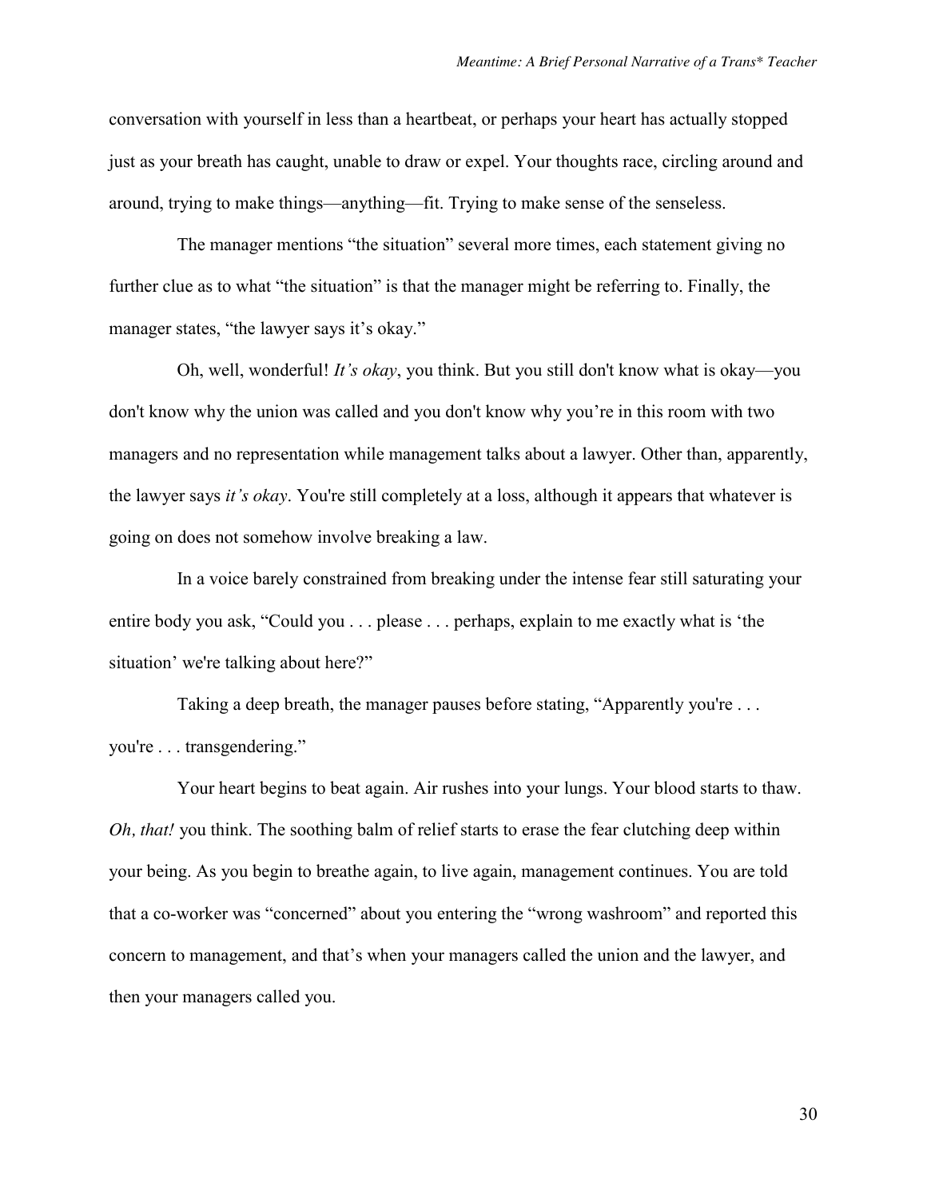conversation with yourself in less than a heartbeat, or perhaps your heart has actually stopped just as your breath has caught, unable to draw or expel. Your thoughts race, circling around and around, trying to make things—anything—fit. Trying to make sense of the senseless.

The manager mentions “the situation” several more times, each statement giving no further clue as to what “the situation” is that the manager might be referring to. Finally, the manager states, “the lawyer says it’s okay.”

Oh, well, wonderful! *It’s okay*, you think. But you still don't know what is okay—you don't know why the union was called and you don't know why you’re in this room with two managers and no representation while management talks about a lawyer. Other than, apparently, the lawyer says *it’s okay*. You're still completely at a loss, although it appears that whatever is going on does not somehow involve breaking a law.

In a voice barely constrained from breaking under the intense fear still saturating your entire body you ask, “Could you . . . please . . . perhaps, explain to me exactly what is ‘the situation’ we're talking about here?”

Taking a deep breath, the manager pauses before stating, “Apparently you're . . . you're . . . transgendering.”

Your heart begins to beat again. Air rushes into your lungs. Your blood starts to thaw. *Oh, that!* you think. The soothing balm of relief starts to erase the fear clutching deep within your being. As you begin to breathe again, to live again, management continues. You are told that a co-worker was “concerned” about you entering the “wrong washroom” and reported this concern to management, and that’s when your managers called the union and the lawyer, and then your managers called you.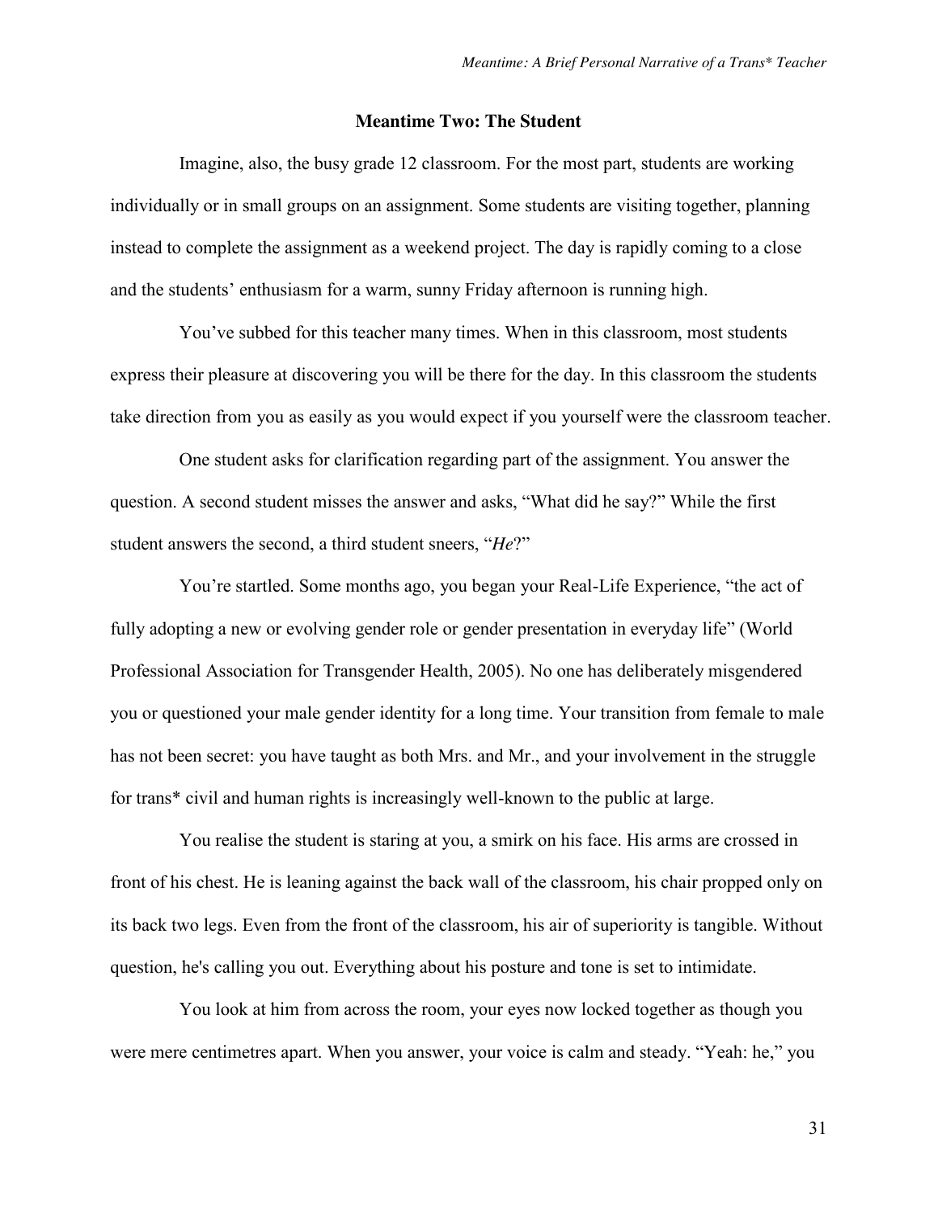## Meantime Two: The Student

Imagine, also, the busy grade 12 classroom. For the most part, students are working individually or in small groups on an assignment. Some students are visiting together, planning instead to complete the assignment as a weekend project. The day is rapidly coming to a close and the students' enthusiasm for a warm, sunny Friday afternoon is running high.

You've subbed for this teacher many times. When in this classroom, most students express their pleasure at discovering you will be there for the day. In this classroom the students take direction from you as easily as you would expect if you yourself were the classroom teacher.

One student asks for clarification regarding part of the assignment. You answer the question. A second student misses the answer and asks, "What did he say?" While the first student answers the second, a third student sneers, "*He*?"

You're startled. Some months ago, you began your Real-Life Experience, "the act of fully adopting a new or evolving gender role or gender presentation in everyday life" (World Professional Association for Transgender Health, 2005). No one has deliberately misgendered you or questioned your male gender identity for a long time. Your transition from female to male has not been secret: you have taught as both Mrs. and Mr., and your involvement in the struggle for trans* civil and human rights is increasingly well-known to the public at large.

You realise the student is staring at you, a smirk on his face. His arms are crossed in front of his chest. He is leaning against the back wall of the classroom, his chair propped only on its back two legs. Even from the front of the classroom, his air of superiority is tangible. Without question, he's calling you out. Everything about his posture and tone is set to intimidate.

You look at him from across the room, your eyes now locked together as though you were mere centimetres apart. When you answer, your voice is calm and steady. "Yeah: he," you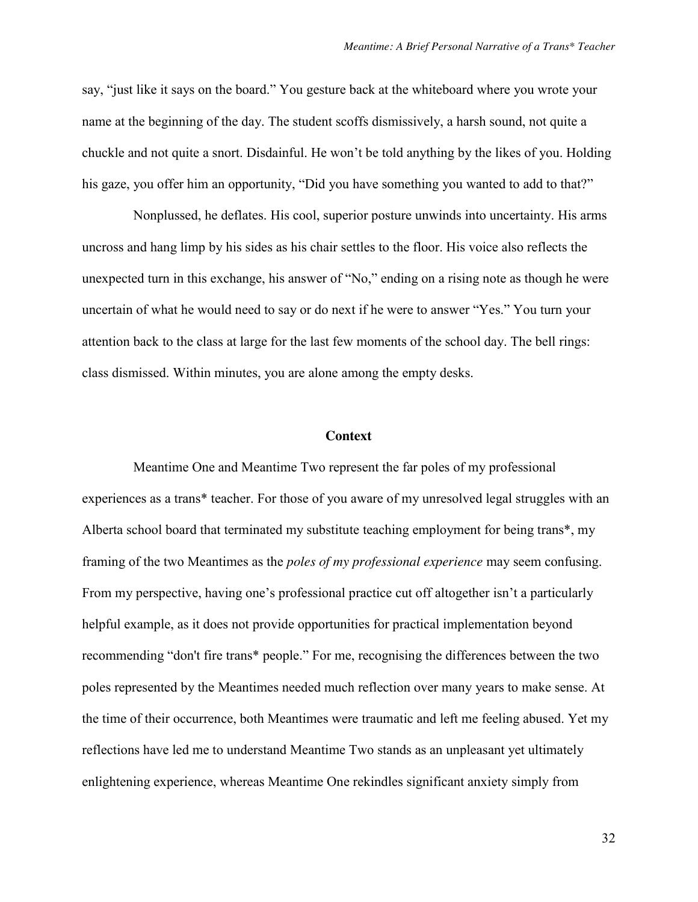say, "just like it says on the board." You gesture back at the whiteboard where you wrote your name at the beginning of the day. The student scoffs dismissively, a harsh sound, not quite a chuckle and not quite a snort. Disdainful. He won't be told anything by the likes of you. Holding his gaze, you offer him an opportunity, "Did you have something you wanted to add to that?"

Nonplussed, he deflates. His cool, superior posture unwinds into uncertainty. His arms uncross and hang limp by his sides as his chair settles to the floor. His voice also reflects the unexpected turn in this exchange, his answer of "No," ending on a rising note as though he were uncertain of what he would need to say or do next if he were to answer "Yes." You turn your attention back to the class at large for the last few moments of the school day. The bell rings: class dismissed. Within minutes, you are alone among the empty desks.

## Context

Meantime One and Meantime Two represent the far poles of my professional experiences as a trans* teacher. For those of you aware of my unresolved legal struggles with an Alberta school board that terminated my substitute teaching employment for being trans*, my framing of the two Meantimes as the *poles of my professional experience* may seem confusing. From my perspective, having one's professional practice cut off altogether isn't a particularly helpful example, as it does not provide opportunities for practical implementation beyond recommending "don't fire trans* people." For me, recognising the differences between the two poles represented by the Meantimes needed much reflection over many years to make sense. At the time of their occurrence, both Meantimes were traumatic and left me feeling abused. Yet my reflections have led me to understand Meantime Two stands as an unpleasant yet ultimately enlightening experience, whereas Meantime One rekindles significant anxiety simply from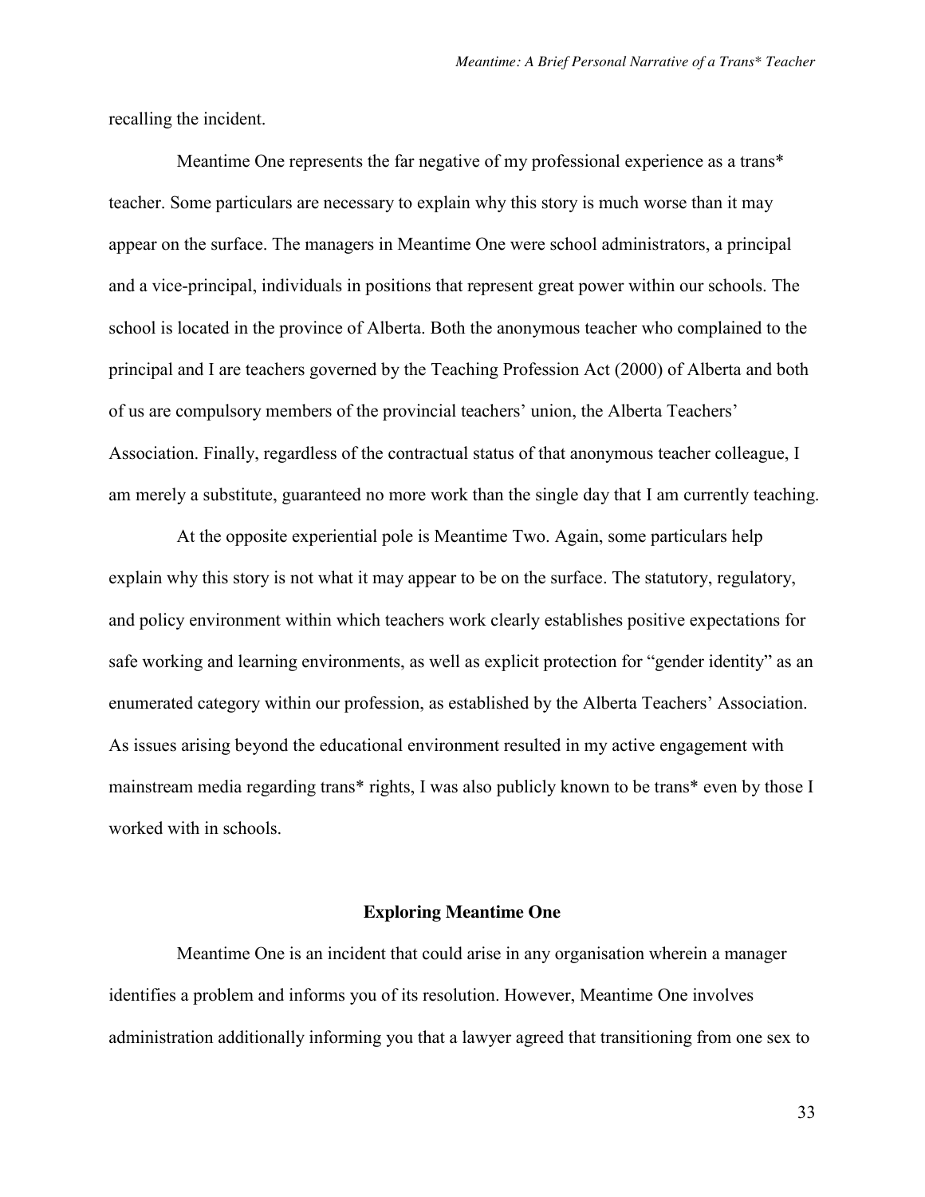recalling the incident.

Meantime One represents the far negative of my professional experience as a trans* teacher. Some particulars are necessary to explain why this story is much worse than it may appear on the surface. The managers in Meantime One were school administrators, a principal and a vice-principal, individuals in positions that represent great power within our schools. The school is located in the province of Alberta. Both the anonymous teacher who complained to the principal and I are teachers governed by the Teaching Profession Act (2000) of Alberta and both of us are compulsory members of the provincial teachers' union, the Alberta Teachers' Association. Finally, regardless of the contractual status of that anonymous teacher colleague, I am merely a substitute, guaranteed no more work than the single day that I am currently teaching.

At the opposite experiential pole is Meantime Two. Again, some particulars help explain why this story is not what it may appear to be on the surface. The statutory, regulatory, and policy environment within which teachers work clearly establishes positive expectations for safe working and learning environments, as well as explicit protection for "gender identity" as an enumerated category within our profession, as established by the Alberta Teachers' Association. As issues arising beyond the educational environment resulted in my active engagement with mainstream media regarding trans* rights, I was also publicly known to be trans* even by those I worked with in schools.

### Exploring Meantime One

Meantime One is an incident that could arise in any organisation wherein a manager identifies a problem and informs you of its resolution. However, Meantime One involves administration additionally informing you that a lawyer agreed that transitioning from one sex to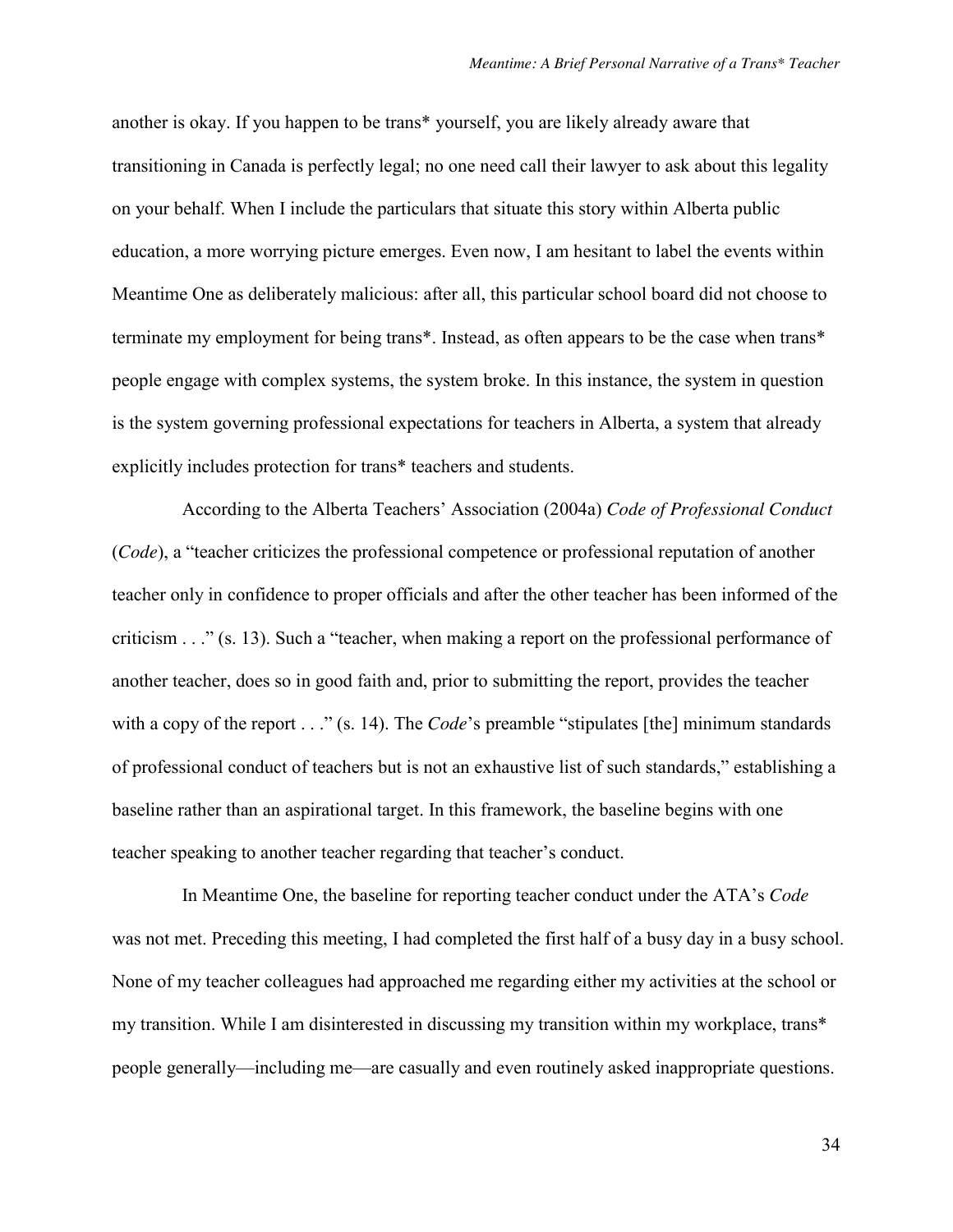another is okay. If you happen to be trans* yourself, you are likely already aware that transitioning in Canada is perfectly legal; no one need call their lawyer to ask about this legality on your behalf. When I include the particulars that situate this story within Alberta public education, a more worrying picture emerges. Even now, I am hesitant to label the events within Meantime One as deliberately malicious: after all, this particular school board did not choose to terminate my employment for being trans*. Instead, as often appears to be the case when trans* people engage with complex systems, the system broke. In this instance, the system in question is the system governing professional expectations for teachers in Alberta, a system that already explicitly includes protection for trans* teachers and students.

According to the Alberta Teachers' Association (2004a) *Code of Professional Conduct* (*Code*), a "teacher criticizes the professional competence or professional reputation of another teacher only in confidence to proper officials and after the other teacher has been informed of the criticism . . ." (s. 13). Such a "teacher, when making a report on the professional performance of another teacher, does so in good faith and, prior to submitting the report, provides the teacher with a copy of the report . . ." (s. 14). The *Code*'s preamble "stipulates [the] minimum standards of professional conduct of teachers but is not an exhaustive list of such standards," establishing a baseline rather than an aspirational target. In this framework, the baseline begins with one teacher speaking to another teacher regarding that teacher's conduct.

In Meantime One, the baseline for reporting teacher conduct under the ATA's *Code* was not met. Preceding this meeting, I had completed the first half of a busy day in a busy school. None of my teacher colleagues had approached me regarding either my activities at the school or my transition. While I am disinterested in discussing my transition within my workplace, trans* people generally—including me—are casually and even routinely asked inappropriate questions.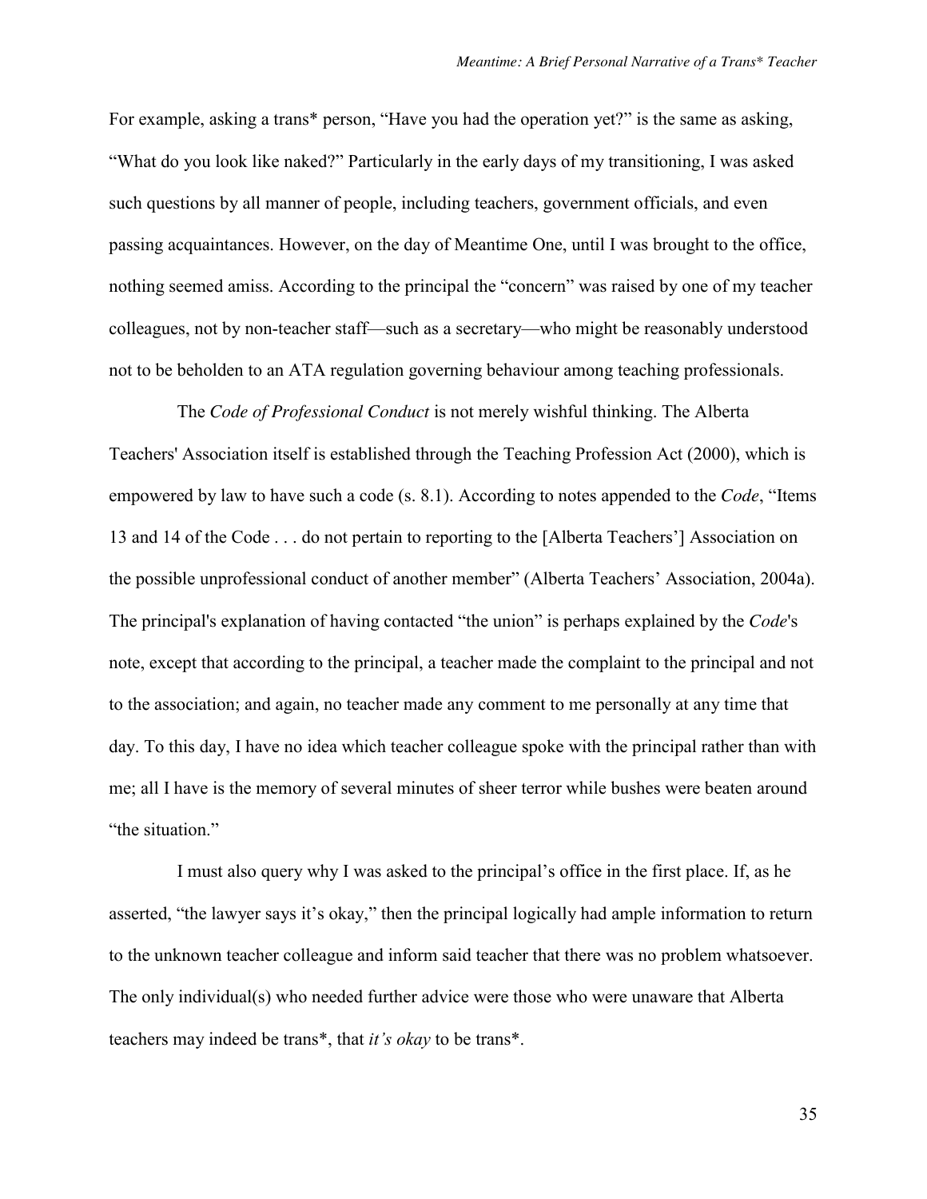For example, asking a trans* person, "Have you had the operation yet?" is the same as asking, "What do you look like naked?" Particularly in the early days of my transitioning, I was asked such questions by all manner of people, including teachers, government officials, and even passing acquaintances. However, on the day of Meantime One, until I was brought to the office, nothing seemed amiss. According to the principal the "concern" was raised by one of my teacher colleagues, not by non-teacher staff—such as a secretary—who might be reasonably understood not to be beholden to an ATA regulation governing behaviour among teaching professionals.

The *Code of Professional Conduct* is not merely wishful thinking. The Alberta Teachers' Association itself is established through the Teaching Profession Act (2000), which is empowered by law to have such a code (s. 8.1). According to notes appended to the *Code*, "Items 13 and 14 of the Code . . . do not pertain to reporting to the [Alberta Teachers'] Association on the possible unprofessional conduct of another member" (Alberta Teachers' Association, 2004a). The principal's explanation of having contacted "the union" is perhaps explained by the *Code*'s note, except that according to the principal, a teacher made the complaint to the principal and not to the association; and again, no teacher made any comment to me personally at any time that day. To this day, I have no idea which teacher colleague spoke with the principal rather than with me; all I have is the memory of several minutes of sheer terror while bushes were beaten around "the situation."

I must also query why I was asked to the principal's office in the first place. If, as he asserted, "the lawyer says it's okay," then the principal logically had ample information to return to the unknown teacher colleague and inform said teacher that there was no problem whatsoever. The only individual(s) who needed further advice were those who were unaware that Alberta teachers may indeed be trans*, that *it's okay* to be trans*.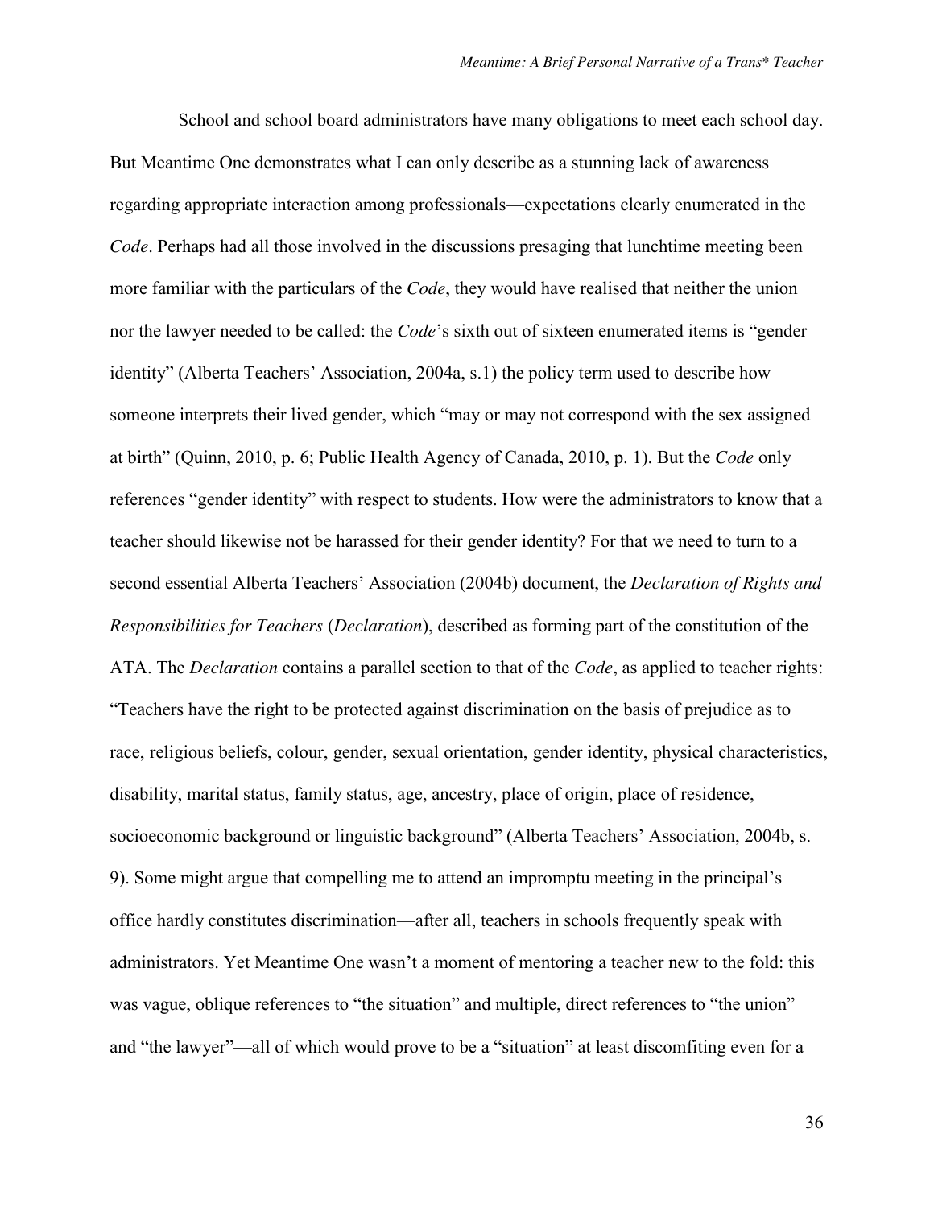School and school board administrators have many obligations to meet each school day. But Meantime One demonstrates what I can only describe as a stunning lack of awareness regarding appropriate interaction among professionals—expectations clearly enumerated in the *Code*. Perhaps had all those involved in the discussions presaging that lunchtime meeting been more familiar with the particulars of the *Code*, they would have realised that neither the union nor the lawyer needed to be called: the *Code*'s sixth out of sixteen enumerated items is "gender identity" (Alberta Teachers' Association, 2004a, s.1) the policy term used to describe how someone interprets their lived gender, which "may or may not correspond with the sex assigned at birth" (Quinn, 2010, p. 6; Public Health Agency of Canada, 2010, p. 1). But the *Code* only references "gender identity" with respect to students. How were the administrators to know that a teacher should likewise not be harassed for their gender identity? For that we need to turn to a second essential Alberta Teachers' Association (2004b) document, the *Declaration of Rights and Responsibilities for Teachers* (*Declaration*), described as forming part of the constitution of the ATA. The *Declaration* contains a parallel section to that of the *Code*, as applied to teacher rights: "Teachers have the right to be protected against discrimination on the basis of prejudice as to race, religious beliefs, colour, gender, sexual orientation, gender identity, physical characteristics, disability, marital status, family status, age, ancestry, place of origin, place of residence, socioeconomic background or linguistic background" (Alberta Teachers' Association, 2004b, s. 9). Some might argue that compelling me to attend an impromptu meeting in the principal's office hardly constitutes discrimination—after all, teachers in schools frequently speak with administrators. Yet Meantime One wasn't a moment of mentoring a teacher new to the fold: this was vague, oblique references to "the situation" and multiple, direct references to "the union" and "the lawyer"—all of which would prove to be a "situation" at least discomfiting even for a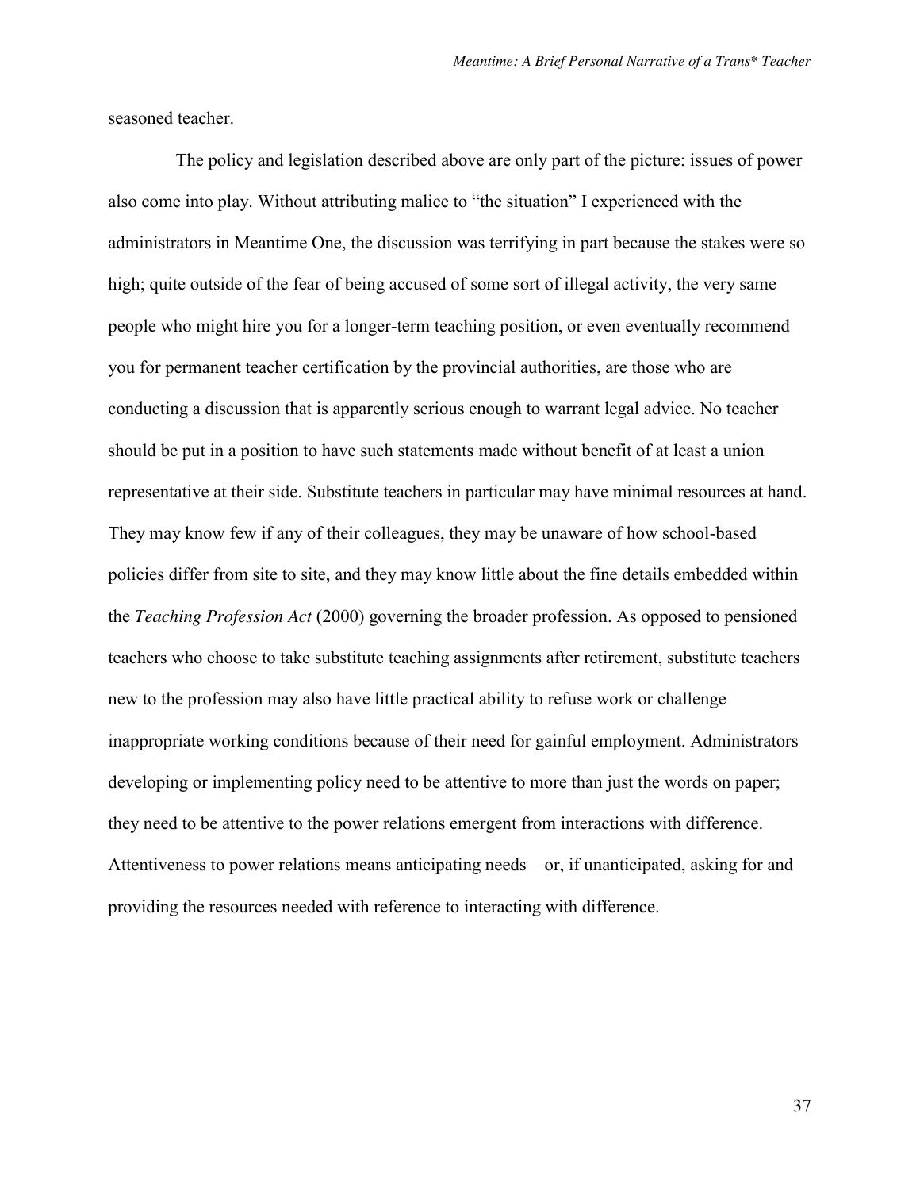seasoned teacher.

The policy and legislation described above are only part of the picture: issues of power also come into play. Without attributing malice to "the situation" I experienced with the administrators in Meantime One, the discussion was terrifying in part because the stakes were so high; quite outside of the fear of being accused of some sort of illegal activity, the very same people who might hire you for a longer-term teaching position, or even eventually recommend you for permanent teacher certification by the provincial authorities, are those who are conducting a discussion that is apparently serious enough to warrant legal advice. No teacher should be put in a position to have such statements made without benefit of at least a union representative at their side. Substitute teachers in particular may have minimal resources at hand. They may know few if any of their colleagues, they may be unaware of how school-based policies differ from site to site, and they may know little about the fine details embedded within the *Teaching Profession Act* (2000) governing the broader profession. As opposed to pensioned teachers who choose to take substitute teaching assignments after retirement, substitute teachers new to the profession may also have little practical ability to refuse work or challenge inappropriate working conditions because of their need for gainful employment. Administrators developing or implementing policy need to be attentive to more than just the words on paper; they need to be attentive to the power relations emergent from interactions with difference. Attentiveness to power relations means anticipating needs—or, if unanticipated, asking for and providing the resources needed with reference to interacting with difference.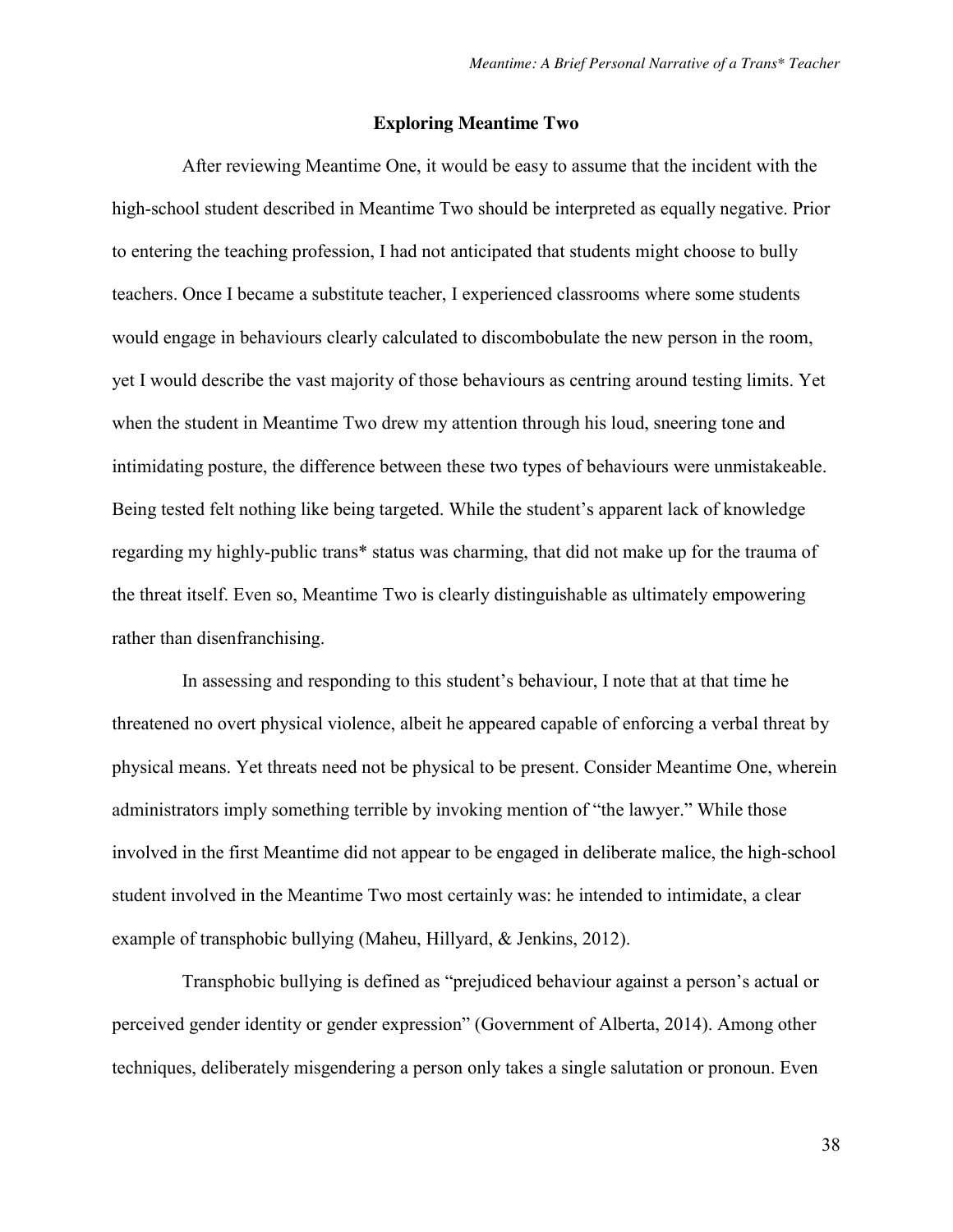## Exploring Meantime Two

After reviewing Meantime One, it would be easy to assume that the incident with the high-school student described in Meantime Two should be interpreted as equally negative. Prior to entering the teaching profession, I had not anticipated that students might choose to bully teachers. Once I became a substitute teacher, I experienced classrooms where some students would engage in behaviours clearly calculated to discombobulate the new person in the room, yet I would describe the vast majority of those behaviours as centring around testing limits. Yet when the student in Meantime Two drew my attention through his loud, sneering tone and intimidating posture, the difference between these two types of behaviours were unmistakeable. Being tested felt nothing like being targeted. While the student's apparent lack of knowledge regarding my highly-public trans* status was charming, that did not make up for the trauma of the threat itself. Even so, Meantime Two is clearly distinguishable as ultimately empowering rather than disenfranchising.

In assessing and responding to this student's behaviour, I note that at that time he threatened no overt physical violence, albeit he appeared capable of enforcing a verbal threat by physical means. Yet threats need not be physical to be present. Consider Meantime One, wherein administrators imply something terrible by invoking mention of "the lawyer." While those involved in the first Meantime did not appear to be engaged in deliberate malice, the high-school student involved in the Meantime Two most certainly was: he intended to intimidate, a clear example of transphobic bullying (Maheu, Hillyard, & Jenkins, 2012).

Transphobic bullying is defined as "prejudiced behaviour against a person's actual or perceived gender identity or gender expression" (Government of Alberta, 2014). Among other techniques, deliberately misgendering a person only takes a single salutation or pronoun. Even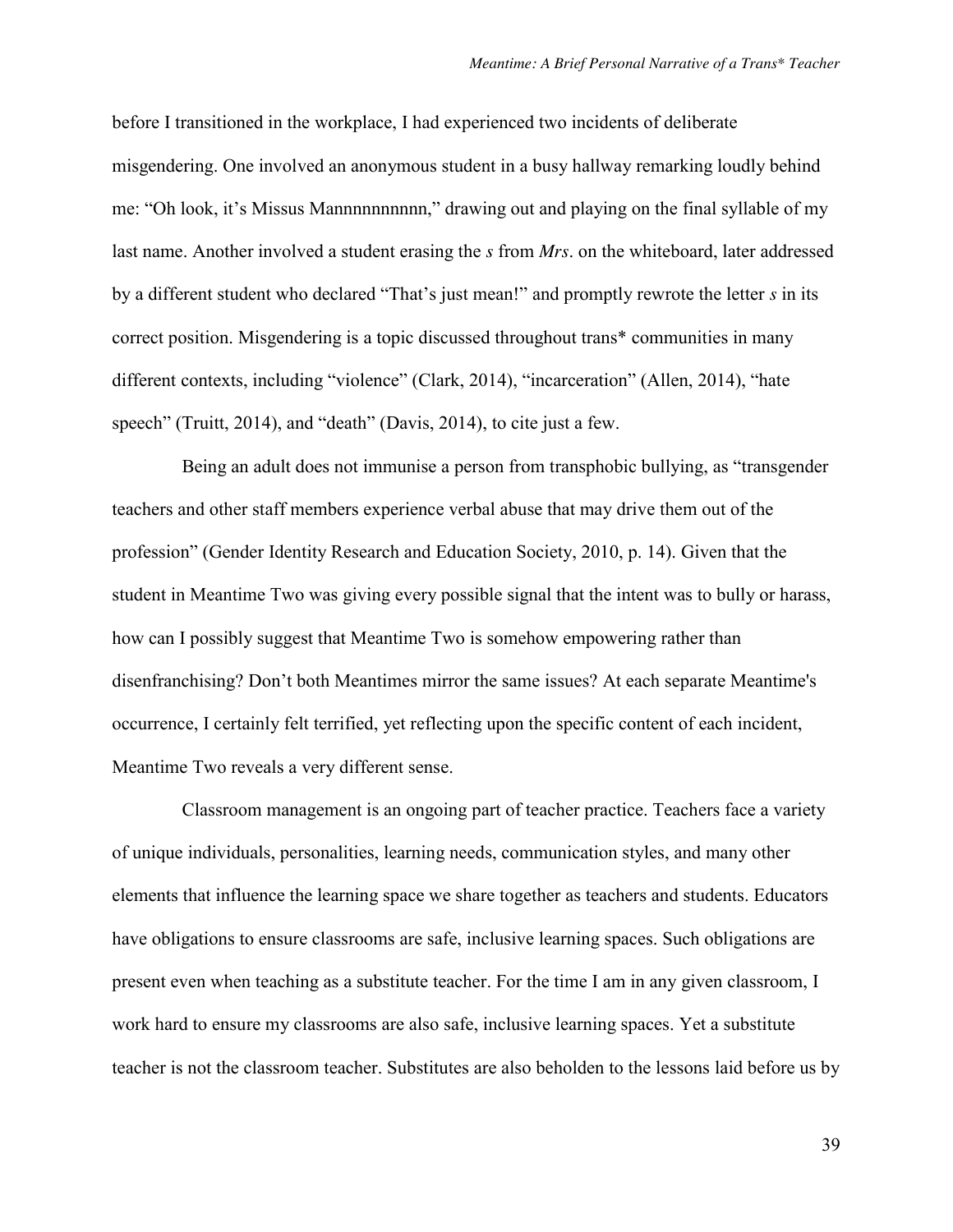before I transitioned in the workplace, I had experienced two incidents of deliberate misgendering. One involved an anonymous student in a busy hallway remarking loudly behind me: “Oh look, it’s Missus Mannnnnnnnnn,” drawing out and playing on the final syllable of my last name. Another involved a student erasing the *s* from *Mrs*. on the whiteboard, later addressed by a different student who declared “That’s just mean!” and promptly rewrote the letter *s* in its correct position. Misgendering is a topic discussed throughout trans* communities in many different contexts, including “violence” (Clark, 2014), “incarceration” (Allen, 2014), “hate speech” (Truitt, 2014), and “death” (Davis, 2014), to cite just a few.

Being an adult does not immunise a person from transphobic bullying, as “transgender teachers and other staff members experience verbal abuse that may drive them out of the profession” (Gender Identity Research and Education Society, 2010, p. 14). Given that the student in Meantime Two was giving every possible signal that the intent was to bully or harass, how can I possibly suggest that Meantime Two is somehow empowering rather than disenfranchising? Don’t both Meantimes mirror the same issues? At each separate Meantime's occurrence, I certainly felt terrified, yet reflecting upon the specific content of each incident, Meantime Two reveals a very different sense.

Classroom management is an ongoing part of teacher practice. Teachers face a variety of unique individuals, personalities, learning needs, communication styles, and many other elements that influence the learning space we share together as teachers and students. Educators have obligations to ensure classrooms are safe, inclusive learning spaces. Such obligations are present even when teaching as a substitute teacher. For the time I am in any given classroom, I work hard to ensure my classrooms are also safe, inclusive learning spaces. Yet a substitute teacher is not the classroom teacher. Substitutes are also beholden to the lessons laid before us by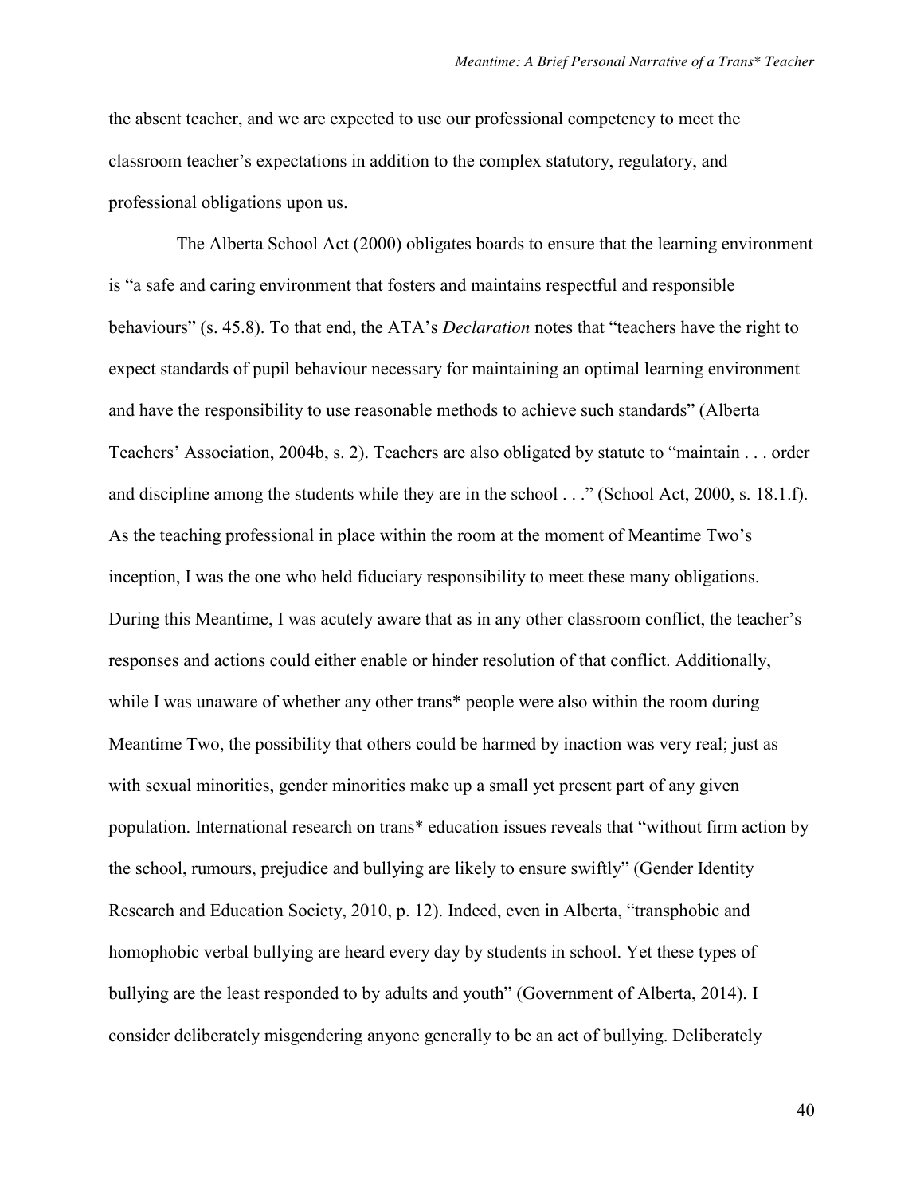the absent teacher, and we are expected to use our professional competency to meet the classroom teacher's expectations in addition to the complex statutory, regulatory, and professional obligations upon us.

The Alberta School Act (2000) obligates boards to ensure that the learning environment is "a safe and caring environment that fosters and maintains respectful and responsible behaviours" (s. 45.8). To that end, the ATA's *Declaration* notes that "teachers have the right to expect standards of pupil behaviour necessary for maintaining an optimal learning environment and have the responsibility to use reasonable methods to achieve such standards" (Alberta Teachers' Association, 2004b, s. 2). Teachers are also obligated by statute to "maintain . . . order and discipline among the students while they are in the school . . ." (School Act, 2000, s. 18.1.f). As the teaching professional in place within the room at the moment of Meantime Two's inception, I was the one who held fiduciary responsibility to meet these many obligations. During this Meantime, I was acutely aware that as in any other classroom conflict, the teacher's responses and actions could either enable or hinder resolution of that conflict. Additionally, while I was unaware of whether any other trans* people were also within the room during Meantime Two, the possibility that others could be harmed by inaction was very real; just as with sexual minorities, gender minorities make up a small yet present part of any given population. International research on trans* education issues reveals that "without firm action by the school, rumours, prejudice and bullying are likely to ensure swiftly" (Gender Identity Research and Education Society, 2010, p. 12). Indeed, even in Alberta, "transphobic and homophobic verbal bullying are heard every day by students in school. Yet these types of bullying are the least responded to by adults and youth" (Government of Alberta, 2014). I consider deliberately misgendering anyone generally to be an act of bullying. Deliberately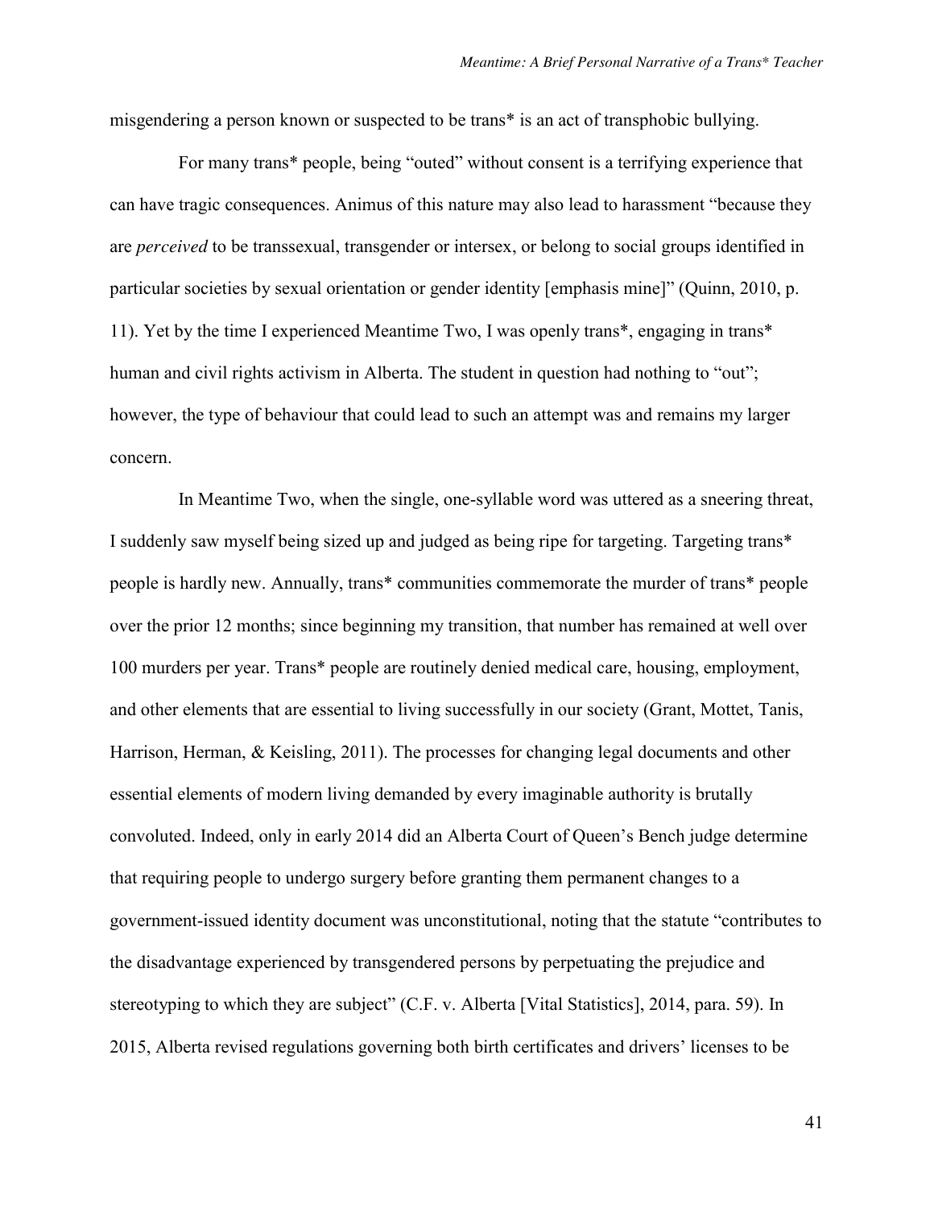misgendering a person known or suspected to be trans* is an act of transphobic bullying.

For many trans* people, being "outed" without consent is a terrifying experience that can have tragic consequences. Animus of this nature may also lead to harassment "because they are *perceived* to be transsexual, transgender or intersex, or belong to social groups identified in particular societies by sexual orientation or gender identity [emphasis mine]" (Quinn, 2010, p. 11). Yet by the time I experienced Meantime Two, I was openly trans*, engaging in trans* human and civil rights activism in Alberta. The student in question had nothing to "out"; however, the type of behaviour that could lead to such an attempt was and remains my larger concern.

In Meantime Two, when the single, one-syllable word was uttered as a sneering threat, I suddenly saw myself being sized up and judged as being ripe for targeting. Targeting trans* people is hardly new. Annually, trans* communities commemorate the murder of trans* people over the prior 12 months; since beginning my transition, that number has remained at well over 100 murders per year. Trans* people are routinely denied medical care, housing, employment, and other elements that are essential to living successfully in our society (Grant, Mottet, Tanis, Harrison, Herman, & Keisling, 2011). The processes for changing legal documents and other essential elements of modern living demanded by every imaginable authority is brutally convoluted. Indeed, only in early 2014 did an Alberta Court of Queen's Bench judge determine that requiring people to undergo surgery before granting them permanent changes to a government-issued identity document was unconstitutional, noting that the statute "contributes to the disadvantage experienced by transgendered persons by perpetuating the prejudice and stereotyping to which they are subject" (C.F. v. Alberta [Vital Statistics], 2014, para. 59). In 2015, Alberta revised regulations governing both birth certificates and drivers' licenses to be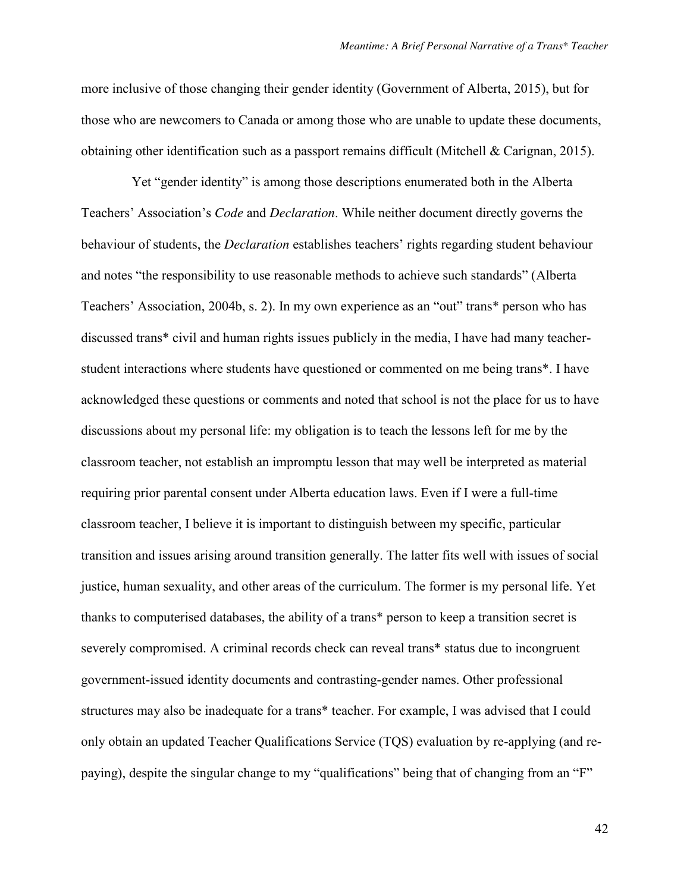more inclusive of those changing their gender identity (Government of Alberta, 2015), but for those who are newcomers to Canada or among those who are unable to update these documents, obtaining other identification such as a passport remains difficult (Mitchell & Carignan, 2015).

Yet "gender identity" is among those descriptions enumerated both in the Alberta Teachers' Association's *Code* and *Declaration*. While neither document directly governs the behaviour of students, the *Declaration* establishes teachers' rights regarding student behaviour and notes "the responsibility to use reasonable methods to achieve such standards" (Alberta Teachers' Association, 2004b, s. 2). In my own experience as an "out" trans* person who has discussed trans* civil and human rights issues publicly in the media, I have had many teacher-student interactions where students have questioned or commented on me being trans*. I have acknowledged these questions or comments and noted that school is not the place for us to have discussions about my personal life: my obligation is to teach the lessons left for me by the classroom teacher, not establish an impromptu lesson that may well be interpreted as material requiring prior parental consent under Alberta education laws. Even if I were a full-time classroom teacher, I believe it is important to distinguish between my specific, particular transition and issues arising around transition generally. The latter fits well with issues of social justice, human sexuality, and other areas of the curriculum. The former is my personal life. Yet thanks to computerised databases, the ability of a trans* person to keep a transition secret is severely compromised. A criminal records check can reveal trans* status due to incongruent government-issued identity documents and contrasting-gender names. Other professional structures may also be inadequate for a trans* teacher. For example, I was advised that I could only obtain an updated Teacher Qualifications Service (TQS) evaluation by re-applying (and re-paying), despite the singular change to my "qualifications" being that of changing from an "F"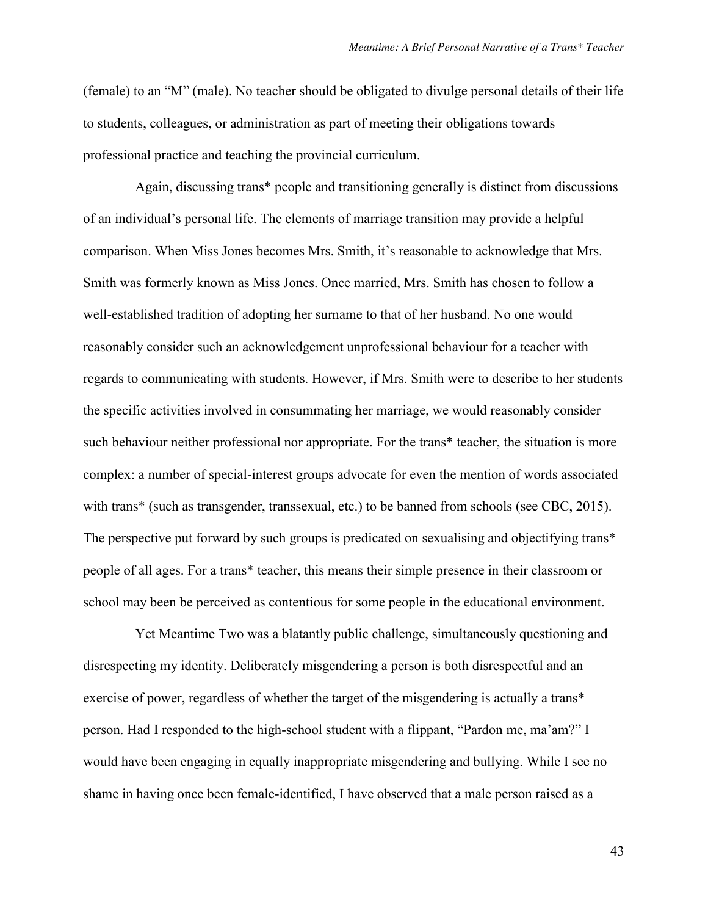(female) to an "M" (male). No teacher should be obligated to divulge personal details of their life to students, colleagues, or administration as part of meeting their obligations towards professional practice and teaching the provincial curriculum.

Again, discussing trans* people and transitioning generally is distinct from discussions of an individual's personal life. The elements of marriage transition may provide a helpful comparison. When Miss Jones becomes Mrs. Smith, it's reasonable to acknowledge that Mrs. Smith was formerly known as Miss Jones. Once married, Mrs. Smith has chosen to follow a well-established tradition of adopting her surname to that of her husband. No one would reasonably consider such an acknowledgement unprofessional behaviour for a teacher with regards to communicating with students. However, if Mrs. Smith were to describe to her students the specific activities involved in consummating her marriage, we would reasonably consider such behaviour neither professional nor appropriate. For the trans* teacher, the situation is more complex: a number of special-interest groups advocate for even the mention of words associated with trans* (such as transgender, transsexual, etc.) to be banned from schools (see CBC, 2015). The perspective put forward by such groups is predicated on sexualising and objectifying trans* people of all ages. For a trans* teacher, this means their simple presence in their classroom or school may been be perceived as contentious for some people in the educational environment.

Yet Meantime Two was a blatantly public challenge, simultaneously questioning and disrespecting my identity. Deliberately misgendering a person is both disrespectful and an exercise of power, regardless of whether the target of the misgendering is actually a trans* person. Had I responded to the high-school student with a flippant, "Pardon me, ma'am?" I would have been engaging in equally inappropriate misgendering and bullying. While I see no shame in having once been female-identified, I have observed that a male person raised as a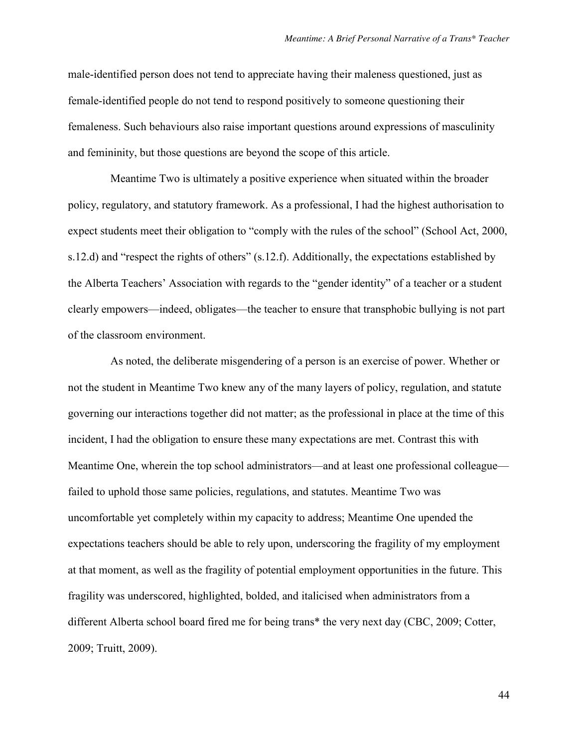male-identified person does not tend to appreciate having their maleness questioned, just as female-identified people do not tend to respond positively to someone questioning their femaleness. Such behaviours also raise important questions around expressions of masculinity and femininity, but those questions are beyond the scope of this article.

Meantime Two is ultimately a positive experience when situated within the broader policy, regulatory, and statutory framework. As a professional, I had the highest authorisation to expect students meet their obligation to "comply with the rules of the school" (School Act, 2000, s.12.d) and "respect the rights of others" (s.12.f). Additionally, the expectations established by the Alberta Teachers' Association with regards to the "gender identity" of a teacher or a student clearly empowers—indeed, obligates—the teacher to ensure that transphobic bullying is not part of the classroom environment.

As noted, the deliberate misgendering of a person is an exercise of power. Whether or not the student in Meantime Two knew any of the many layers of policy, regulation, and statute governing our interactions together did not matter; as the professional in place at the time of this incident, I had the obligation to ensure these many expectations are met. Contrast this with Meantime One, wherein the top school administrators—and at least one professional colleague—failed to uphold those same policies, regulations, and statutes. Meantime Two was uncomfortable yet completely within my capacity to address; Meantime One upended the expectations teachers should be able to rely upon, underscoring the fragility of my employment at that moment, as well as the fragility of potential employment opportunities in the future. This fragility was underscored, highlighted, bolded, and italicised when administrators from a different Alberta school board fired me for being trans* the very next day (CBC, 2009; Cotter, 2009; Truitt, 2009).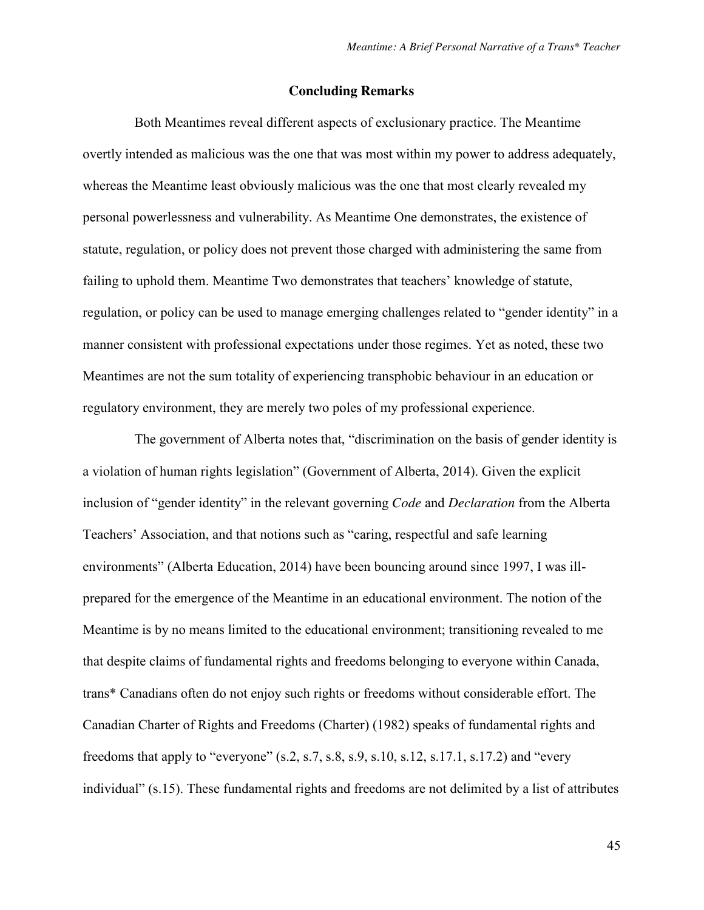## Concluding Remarks

Both Meantimes reveal different aspects of exclusionary practice. The Meantime overtly intended as malicious was the one that was most within my power to address adequately, whereas the Meantime least obviously malicious was the one that most clearly revealed my personal powerlessness and vulnerability. As Meantime One demonstrates, the existence of statute, regulation, or policy does not prevent those charged with administering the same from failing to uphold them. Meantime Two demonstrates that teachers' knowledge of statute, regulation, or policy can be used to manage emerging challenges related to "gender identity" in a manner consistent with professional expectations under those regimes. Yet as noted, these two Meantimes are not the sum totality of experiencing transphobic behaviour in an education or regulatory environment, they are merely two poles of my professional experience.

The government of Alberta notes that, "discrimination on the basis of gender identity is a violation of human rights legislation" (Government of Alberta, 2014). Given the explicit inclusion of "gender identity" in the relevant governing *Code* and *Declaration* from the Alberta Teachers' Association, and that notions such as "caring, respectful and safe learning environments" (Alberta Education, 2014) have been bouncing around since 1997, I was ill-prepared for the emergence of the Meantime in an educational environment. The notion of the Meantime is by no means limited to the educational environment; transitioning revealed to me that despite claims of fundamental rights and freedoms belonging to everyone within Canada, trans* Canadians often do not enjoy such rights or freedoms without considerable effort. The Canadian Charter of Rights and Freedoms (Charter) (1982) speaks of fundamental rights and freedoms that apply to "everyone" (s.2, s.7, s.8, s.9, s.10, s.12, s.17.1, s.17.2) and "every individual" (s.15). These fundamental rights and freedoms are not delimited by a list of attributes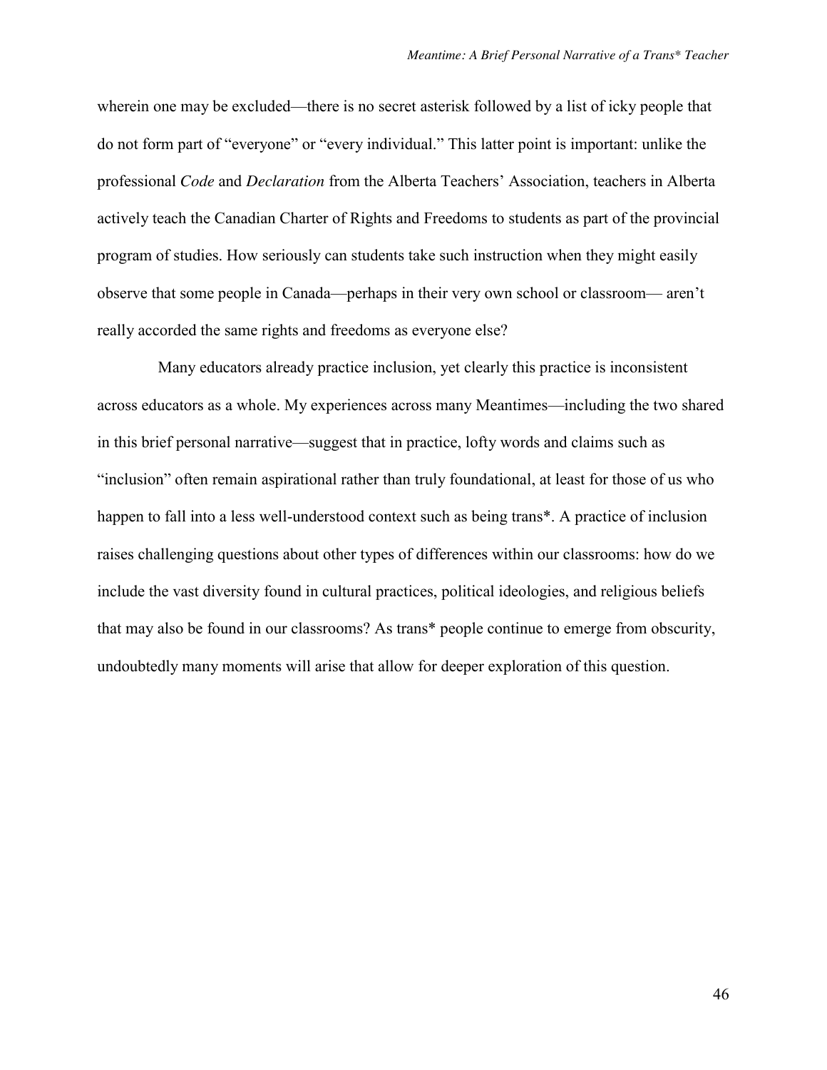wherein one may be excluded—there is no secret asterisk followed by a list of icky people that do not form part of "everyone" or "every individual." This latter point is important: unlike the professional *Code* and *Declaration* from the Alberta Teachers' Association, teachers in Alberta actively teach the Canadian Charter of Rights and Freedoms to students as part of the provincial program of studies. How seriously can students take such instruction when they might easily observe that some people in Canada—perhaps in their very own school or classroom— aren't really accorded the same rights and freedoms as everyone else?

Many educators already practice inclusion, yet clearly this practice is inconsistent across educators as a whole. My experiences across many Meantimes—including the two shared in this brief personal narrative—suggest that in practice, lofty words and claims such as "inclusion" often remain aspirational rather than truly foundational, at least for those of us who happen to fall into a less well-understood context such as being trans*. A practice of inclusion raises challenging questions about other types of differences within our classrooms: how do we include the vast diversity found in cultural practices, political ideologies, and religious beliefs that may also be found in our classrooms? As trans* people continue to emerge from obscurity, undoubtedly many moments will arise that allow for deeper exploration of this question.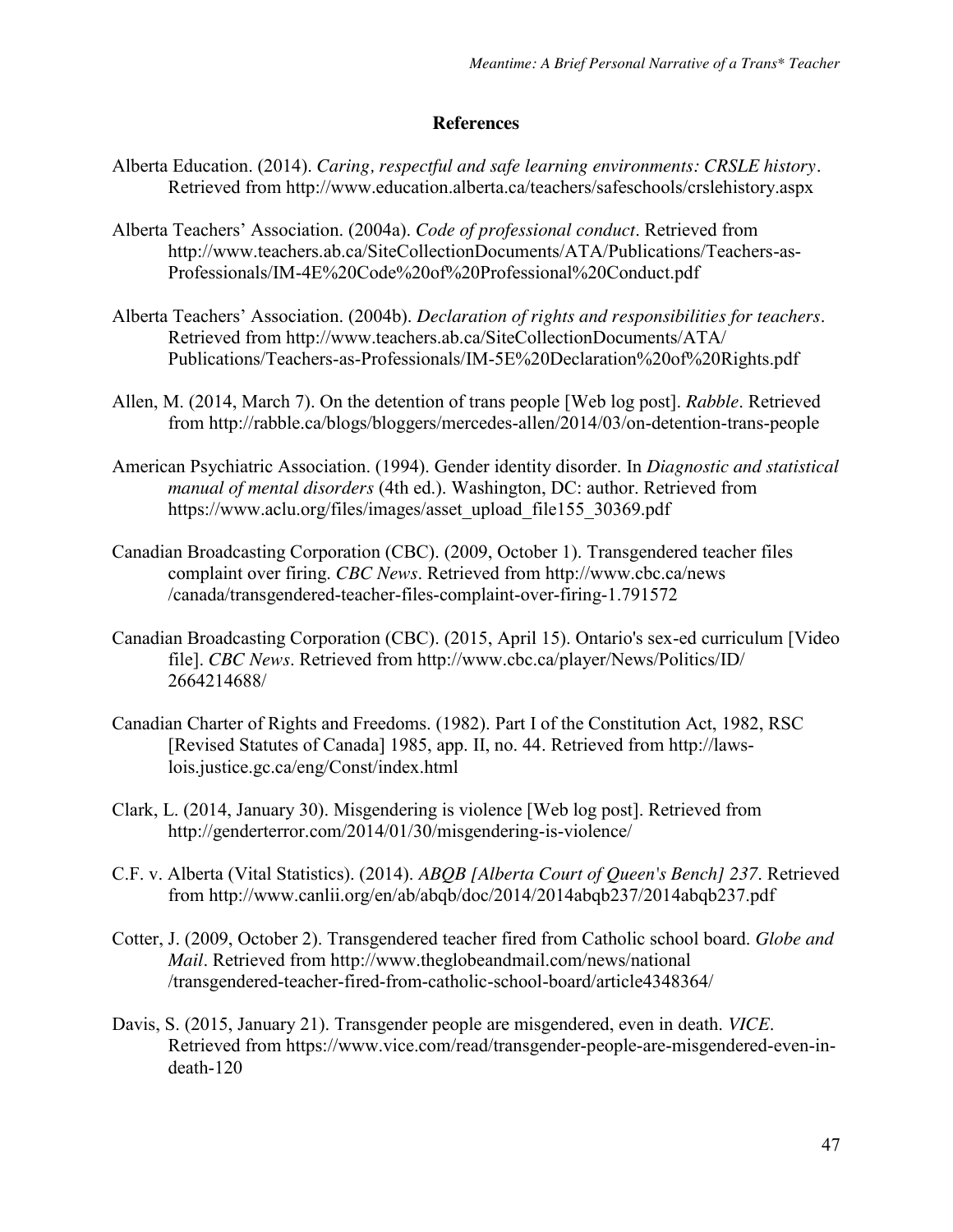## References

Alberta Education. (2014). *Caring, respectful and safe learning environments: CRSLE history*. Retrieved from http://www.education.alberta.ca/teachers/safeschools/crslehistory.aspx

Alberta Teachers' Association. (2004a). *Code of professional conduct*. Retrieved from http://www.teachers.ab.ca/SiteCollectionDocuments/ATA/Publications/Teachers-as-Professionals/IM-4E%20Code%20of%20Professional%20Conduct.pdf

Alberta Teachers' Association. (2004b). *Declaration of rights and responsibilities for teachers*. Retrieved from http://www.teachers.ab.ca/SiteCollectionDocuments/ATA/Publications/Teachers-as-Professionals/IM-5E%20Declaration%20of%20Rights.pdf

Allen, M. (2014, March 7). On the detention of trans people [Web log post]. *Rabble*. Retrieved from http://rabble.ca/blogs/bloggers/mercedes-allen/2014/03/on-detention-trans-people

American Psychiatric Association. (1994). Gender identity disorder. In *Diagnostic and statistical manual of mental disorders* (4th ed.). Washington, DC: author. Retrieved from https://www.aclu.org/files/images/asset_upload_file155_30369.pdf

Canadian Broadcasting Corporation (CBC). (2009, October 1). Transgendered teacher files complaint over firing. *CBC News*. Retrieved from http://www.cbc.ca/news/canada/transgendered-teacher-files-complaint-over-firing-1.791572

Canadian Broadcasting Corporation (CBC). (2015, April 15). Ontario's sex-ed curriculum [Video file]. *CBC News*. Retrieved from http://www.cbc.ca/player/News/Politics/ID/2664214688/

Canadian Charter of Rights and Freedoms. (1982). Part I of the Constitution Act, 1982, RSC [Revised Statutes of Canada] 1985, app. II, no. 44. Retrieved from http://laws-lois.justice.gc.ca/eng/Const/index.html

Clark, L. (2014, January 30). Misgendering is violence [Web log post]. Retrieved from http://genderterror.com/2014/01/30/misgendering-is-violence/

C.F. v. Alberta (Vital Statistics). (2014). *ABQB [Alberta Court of Queen's Bench] 237*. Retrieved from http://www.canlii.org/en/ab/abqb/doc/2014/2014abqb237/2014abqb237.pdf

Cotter, J. (2009, October 2). Transgendered teacher fired from Catholic school board. *Globe and Mail*. Retrieved from http://www.theglobeandmail.com/news/national/transgendered-teacher-fired-from-catholic-school-board/article4348364/

Davis, S. (2015, January 21). Transgender people are misgendered, even in death. *VICE*. Retrieved from https://www.vice.com/read/transgender-people-are-misgendered-even-in-death-120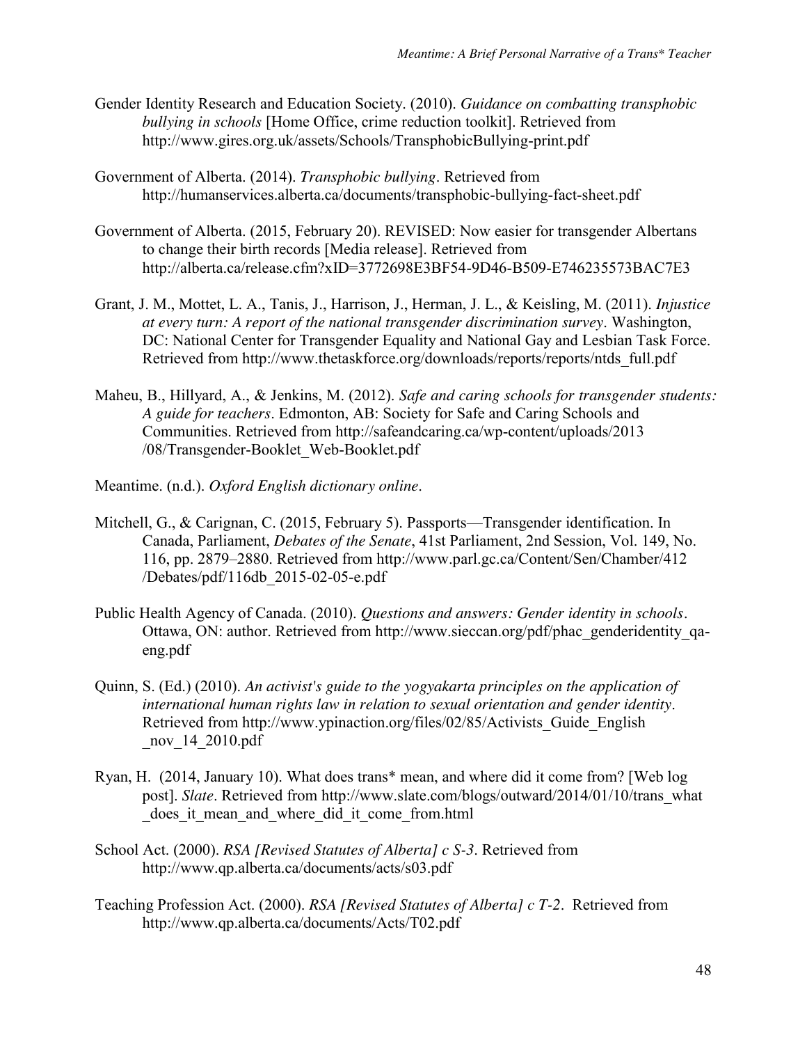Gender Identity Research and Education Society. (2010). *Guidance on combatting transphobic bullying in schools* [Home Office, crime reduction toolkit]. Retrieved from http://www.gires.org.uk/assets/Schools/TransphobicBullying-print.pdf

Government of Alberta. (2014). *Transphobic bullying*. Retrieved from http://humanservices.alberta.ca/documents/transphobic-bullying-fact-sheet.pdf

Government of Alberta. (2015, February 20). REVISED: Now easier for transgender Albertans to change their birth records [Media release]. Retrieved from http://alberta.ca/release.cfm?xID=3772698E3BF54-9D46-B509-E746235573BAC7E3

Grant, J. M., Mottet, L. A., Tanis, J., Harrison, J., Herman, J. L., & Keisling, M. (2011). *Injustice at every turn: A report of the national transgender discrimination survey*. Washington, DC: National Center for Transgender Equality and National Gay and Lesbian Task Force. Retrieved from http://www.thetaskforce.org/downloads/reports/reports/ntds_full.pdf

Maheu, B., Hillyard, A., & Jenkins, M. (2012). *Safe and caring schools for transgender students: A guide for teachers*. Edmonton, AB: Society for Safe and Caring Schools and Communities. Retrieved from http://safeandcaring.ca/wp-content/uploads/2013/08/Transgender-Booklet_Web-Booklet.pdf

Meantime. (n.d.). *Oxford English dictionary online*.

Mitchell, G., & Carignan, C. (2015, February 5). Passports—Transgender identification. In Canada, Parliament, *Debates of the Senate*, 41st Parliament, 2nd Session, Vol. 149, No. 116, pp. 2879–2880. Retrieved from http://www.parl.gc.ca/Content/Sen/Chamber/412/Debates/pdf/116db_2015-02-05-e.pdf

Public Health Agency of Canada. (2010). *Questions and answers: Gender identity in schools*. Ottawa, ON: author. Retrieved from http://www.sieccan.org/pdf/phac_genderidentity_qa-eng.pdf

Quinn, S. (Ed.) (2010). *An activist's guide to the yogyakarta principles on the application of international human rights law in relation to sexual orientation and gender identity*. Retrieved from http://www.ypinaction.org/files/02/85/Activists_Guide_English_nov_14_2010.pdf

Ryan, H. (2014, January 10). What does trans* mean, and where did it come from? [Web log post]. *Slate*. Retrieved from http://www.slate.com/blogs/outward/2014/01/10/trans_what_does_it_mean_and_where_did_it_come_from.html

School Act. (2000). *RSA [Revised Statutes of Alberta] c S-3*. Retrieved from http://www.qp.alberta.ca/documents/acts/s03.pdf

Teaching Profession Act. (2000). *RSA [Revised Statutes of Alberta] c T-2*. Retrieved from http://www.qp.alberta.ca/documents/Acts/T02.pdf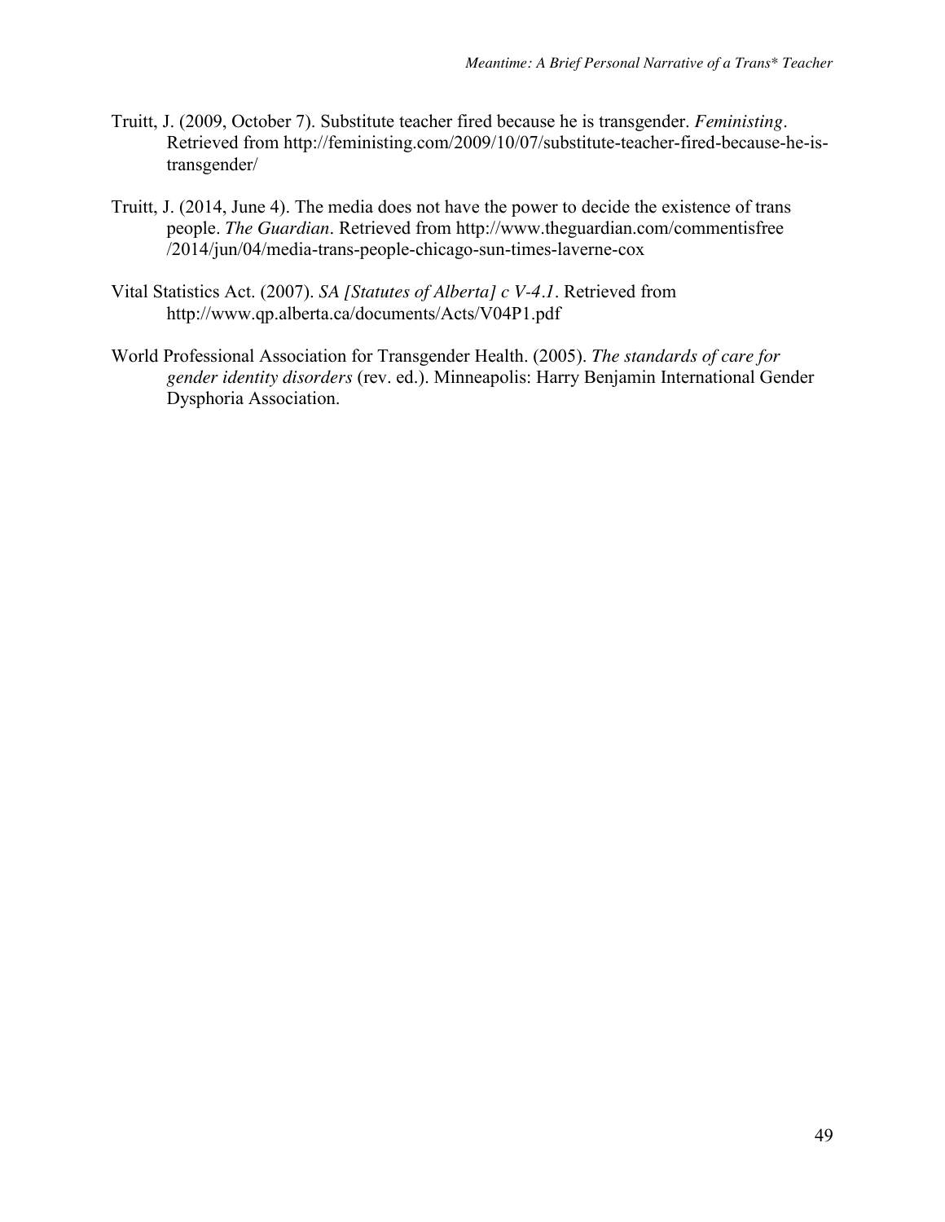Truitt, J. (2009, October 7). Substitute teacher fired because he is transgender. *Feministing*. Retrieved from http://feministing.com/2009/10/07/substitute-teacher-fired-because-he-is-transgender/

Truitt, J. (2014, June 4). The media does not have the power to decide the existence of trans people. *The Guardian*. Retrieved from http://www.theguardian.com/commentisfree/2014/jun/04/media-trans-people-chicago-sun-times-laverne-cox

Vital Statistics Act. (2007). *SA [Statutes of Alberta] c V-4.1*. Retrieved from http://www.qp.alberta.ca/documents/Acts/V04P1.pdf

World Professional Association for Transgender Health. (2005). *The standards of care for gender identity disorders* (rev. ed.). Minneapolis: Harry Benjamin International Gender Dysphoria Association.